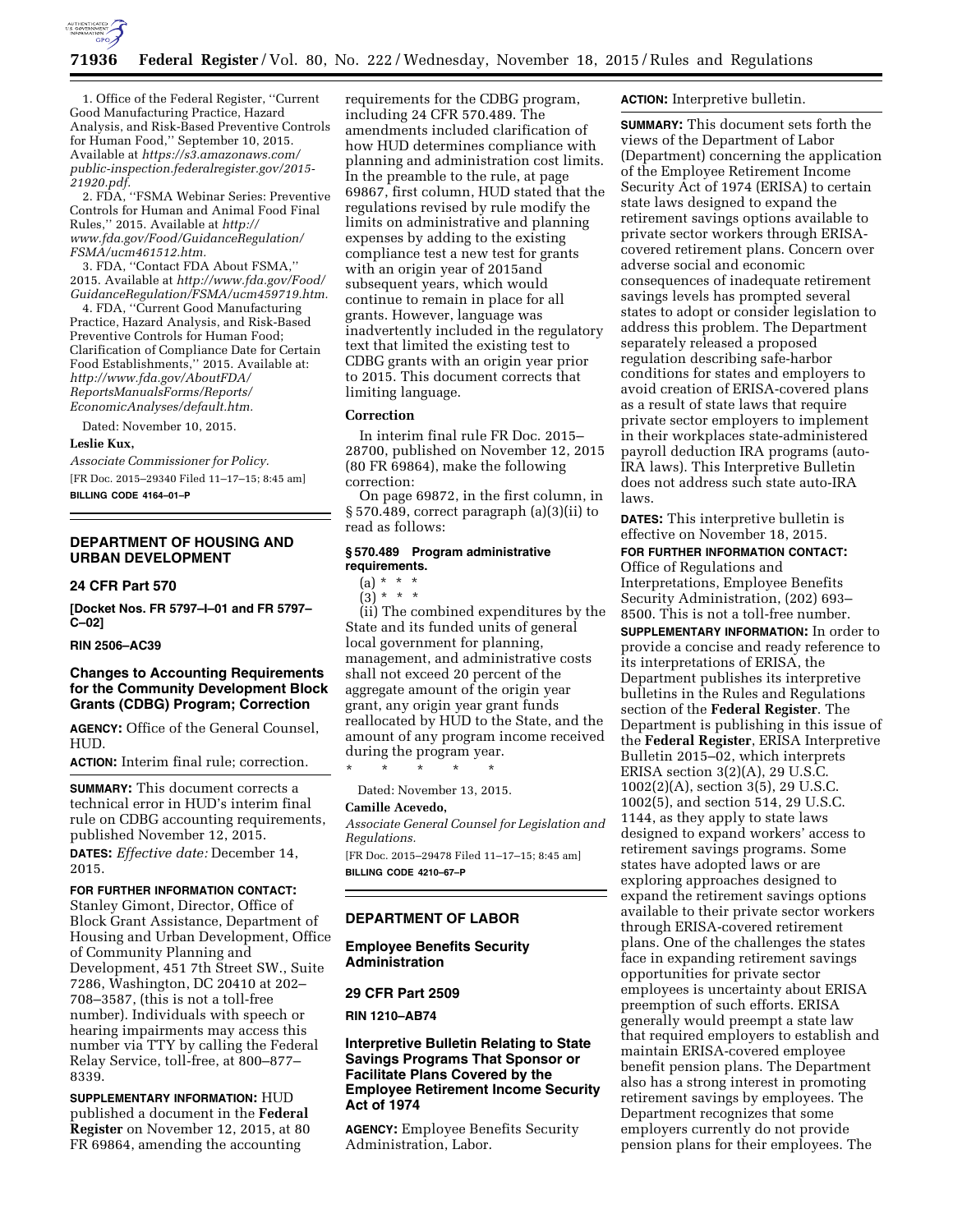1. Office of the Federal Register, ''Current Good Manufacturing Practice, Hazard Analysis, and Risk-Based Preventive Controls for Human Food,'' September 10, 2015. Available at *https://s3.amazonaws.com/public-inspection.federalregister.gov/2015-21920.pdf.*

2. FDA, ''FSMA Webinar Series: Preventive Controls for Human and Animal Food Final Rules,'' 2015. Available at *http://www.fda.gov/Food/GuidanceRegulation/FSMA/ucm461512.htm.*

3. FDA, ''Contact FDA About FSMA,'' 2015. Available at *http://www.fda.gov/Food/GuidanceRegulation/FSMA/ucm459719.htm.*

4. FDA, ''Current Good Manufacturing Practice, Hazard Analysis, and Risk-Based Preventive Controls for Human Food; Clarification of Compliance Date for Certain Food Establishments,'' 2015. Available at: *http://www.fda.gov/AboutFDA/ReportsManualsForms/Reports/EconomicAnalyses/default.htm.*

Dated: November 10, 2015.

**Leslie Kux,**

*Associate Commissioner for Policy.*

[FR Doc. 2015–29340 Filed 11–17–15; 8:45 am]

**BILLING CODE 4164–01–P**

---

## DEPARTMENT OF HOUSING AND URBAN DEVELOPMENT

### 24 CFR Part 570

**[Docket Nos. FR 5797–I–01 and FR 5797–C–02]**

**RIN 2506–AC39**

### Changes to Accounting Requirements for the Community Development Block Grants (CDBG) Program; Correction

**AGENCY:** Office of the General Counsel, HUD.

**ACTION:** Interim final rule; correction.

**SUMMARY:** This document corrects a technical error in HUD's interim final rule on CDBG accounting requirements, published November 12, 2015.

**DATES:** *Effective date:* December 14, 2015.

**FOR FURTHER INFORMATION CONTACT:** Stanley Gimont, Director, Office of Block Grant Assistance, Department of Housing and Urban Development, Office of Community Planning and Development, 451 7th Street SW., Suite 7286, Washington, DC 20410 at 202–708–3587, (this is not a toll-free number). Individuals with speech or hearing impairments may access this number via TTY by calling the Federal Relay Service, toll-free, at 800–877–8339.

**SUPPLEMENTARY INFORMATION:** HUD published a document in the **Federal Register** on November 12, 2015, at 80 FR 69864, amending the accounting requirements for the CDBG program, including 24 CFR 570.489. The amendments included clarification of how HUD determines compliance with planning and administration cost limits. In the preamble to the rule, at page 69867, first column, HUD stated that the regulations revised by rule modify the limits on administrative and planning expenses by adding to the existing compliance test a new test for grants with an origin year of 2015and subsequent years, which would continue to remain in place for all grants. However, language was inadvertently included in the regulatory text that limited the existing test to CDBG grants with an origin year prior to 2015. This document corrects that limiting language.

#### Correction

In interim final rule FR Doc. 2015–28700, published on November 12, 2015 (80 FR 69864), make the following correction:

On page 69872, in the first column, in § 570.489, correct paragraph (a)(3)(ii) to read as follows:

#### § 570.489 Program administrative requirements.

(a) * * *

(3) * * *

(ii) The combined expenditures by the State and its funded units of general local government for planning, management, and administrative costs shall not exceed 20 percent of the aggregate amount of the origin year grant, any origin year grant funds reallocated by HUD to the State, and the amount of any program income received during the program year.

\* \* \* \* \*

Dated: November 13, 2015.

**Camille Acevedo,**

*Associate General Counsel for Legislation and Regulations.*

[FR Doc. 2015–29478 Filed 11–17–15; 8:45 am]

**BILLING CODE 4210–67–P**

---

## DEPARTMENT OF LABOR

### Employee Benefits Security Administration

### 29 CFR Part 2509

**RIN 1210–AB74**

### Interpretive Bulletin Relating to State Savings Programs That Sponsor or Facilitate Plans Covered by the Employee Retirement Income Security Act of 1974

**AGENCY:** Employee Benefits Security Administration, Labor.

**ACTION:** Interpretive bulletin.

**SUMMARY:** This document sets forth the views of the Department of Labor (Department) concerning the application of the Employee Retirement Income Security Act of 1974 (ERISA) to certain state laws designed to expand the retirement savings options available to private sector workers through ERISA-covered retirement plans. Concern over adverse social and economic consequences of inadequate retirement savings levels has prompted several states to adopt or consider legislation to address this problem. The Department separately released a proposed regulation describing safe-harbor conditions for states and employers to avoid creation of ERISA-covered plans as a result of state laws that require private sector employers to implement in their workplaces state-administered payroll deduction IRA programs (auto-IRA laws). This Interpretive Bulletin does not address such state auto-IRA laws.

**DATES:** This interpretive bulletin is effective on November 18, 2015.

**FOR FURTHER INFORMATION CONTACT:** Office of Regulations and Interpretations, Employee Benefits Security Administration, (202) 693–8500. This is not a toll-free number.

**SUPPLEMENTARY INFORMATION:** In order to provide a concise and ready reference to its interpretations of ERISA, the Department publishes its interpretive bulletins in the Rules and Regulations section of the **Federal Register**. The Department is publishing in this issue of the **Federal Register**, ERISA Interpretive Bulletin 2015–02, which interprets ERISA section 3(2)(A), 29 U.S.C. 1002(2)(A), section 3(5), 29 U.S.C. 1002(5), and section 514, 29 U.S.C. 1144, as they apply to state laws designed to expand workers' access to retirement savings programs. Some states have adopted laws or are exploring approaches designed to expand the retirement savings options available to their private sector workers through ERISA-covered retirement plans. One of the challenges the states face in expanding retirement savings opportunities for private sector employees is uncertainty about ERISA preemption of such efforts. ERISA generally would preempt a state law that required employers to establish and maintain ERISA-covered employee benefit pension plans. The Department also has a strong interest in promoting retirement savings by employees. The Department recognizes that some employers currently do not provide pension plans for their employees. The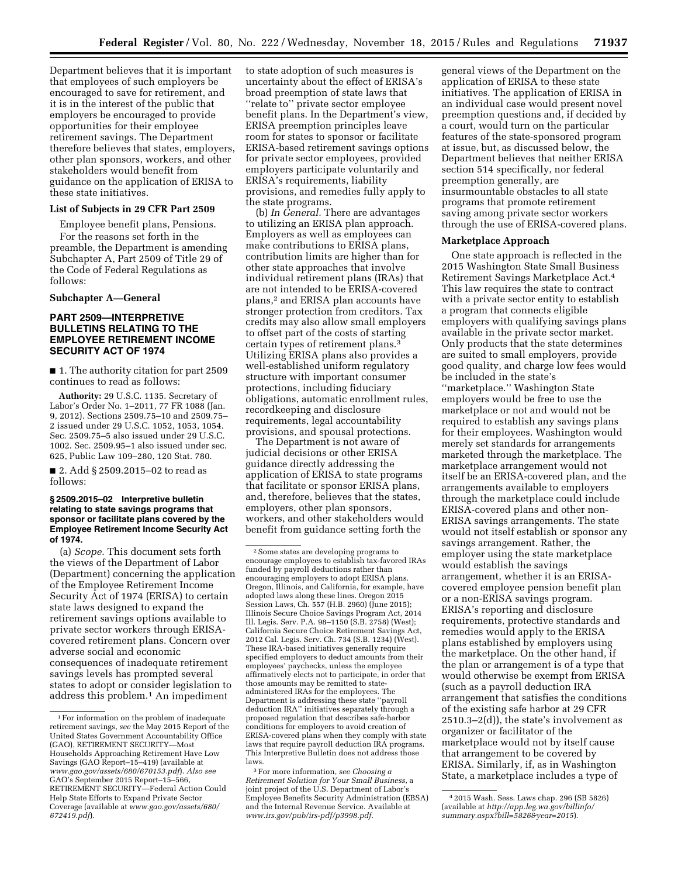Department believes that it is important that employees of such employers be encouraged to save for retirement, and it is in the interest of the public that employers be encouraged to provide opportunities for their employee retirement savings. The Department therefore believes that states, employers, other plan sponsors, workers, and other stakeholders would benefit from guidance on the application of ERISA to these state initiatives.

### List of Subjects in 29 CFR Part 2509

Employee benefit plans, Pensions.

For the reasons set forth in the preamble, the Department is amending Subchapter A, Part 2509 of Title 29 of the Code of Federal Regulations as follows:

### Subchapter A—General

## PART 2509—INTERPRETIVE BULLETINS RELATING TO THE EMPLOYEE RETIREMENT INCOME SECURITY ACT OF 1974

■ 1. The authority citation for part 2509 continues to read as follows:

**Authority:** 29 U.S.C. 1135. Secretary of Labor's Order No. 1–2011, 77 FR 1088 (Jan. 9, 2012). Sections 2509.75–10 and 2509.75–2 issued under 29 U.S.C. 1052, 1053, 1054. Sec. 2509.75–5 also issued under 29 U.S.C. 1002. Sec. 2509.95–1 also issued under sec. 625, Public Law 109–280, 120 Stat. 780.

■ 2. Add § 2509.2015–02 to read as follows:

### § 2509.2015–02 Interpretive bulletin relating to state savings programs that sponsor or facilitate plans covered by the Employee Retirement Income Security Act of 1974.

(a) *Scope.* This document sets forth the views of the Department of Labor (Department) concerning the application of the Employee Retirement Income Security Act of 1974 (ERISA) to certain state laws designed to expand the retirement savings options available to private sector workers through ERISA-covered retirement plans. Concern over adverse social and economic consequences of inadequate retirement savings levels has prompted several states to adopt or consider legislation to address this problem.[1] An impediment to state adoption of such measures is uncertainty about the effect of ERISA's broad preemption of state laws that ''relate to'' private sector employee benefit plans. In the Department's view, ERISA preemption principles leave room for states to sponsor or facilitate ERISA-based retirement savings options for private sector employees, provided employers participate voluntarily and ERISA's requirements, liability provisions, and remedies fully apply to the state programs.

(b) *In General.* There are advantages to utilizing an ERISA plan approach. Employers as well as employees can make contributions to ERISA plans, contribution limits are higher than for other state approaches that involve individual retirement plans (IRAs) that are not intended to be ERISA-covered plans,[2] and ERISA plan accounts have stronger protection from creditors. Tax credits may also allow small employers to offset part of the costs of starting certain types of retirement plans.[3] Utilizing ERISA plans also provides a well-established uniform regulatory structure with important consumer protections, including fiduciary obligations, automatic enrollment rules, recordkeeping and disclosure requirements, legal accountability provisions, and spousal protections.

The Department is not aware of judicial decisions or other ERISA guidance directly addressing the application of ERISA to state programs that facilitate or sponsor ERISA plans, and, therefore, believes that the states, employers, other plan sponsors, workers, and other stakeholders would benefit from guidance setting forth the general views of the Department on the application of ERISA to these state initiatives. The application of ERISA in an individual case would present novel preemption questions and, if decided by a court, would turn on the particular features of the state-sponsored program at issue, but, as discussed below, the Department believes that neither ERISA section 514 specifically, nor federal preemption generally, are insurmountable obstacles to all state programs that promote retirement saving among private sector workers through the use of ERISA-covered plans.

### Marketplace Approach

One state approach is reflected in the 2015 Washington State Small Business Retirement Savings Marketplace Act.[4] This law requires the state to contract with a private sector entity to establish a program that connects eligible employers with qualifying savings plans available in the private sector market. Only products that the state determines are suited to small employers, provide good quality, and charge low fees would be included in the state's ''marketplace.'' Washington State employers would be free to use the marketplace or not and would not be required to establish any savings plans for their employees. Washington would merely set standards for arrangements marketed through the marketplace. The marketplace arrangement would not itself be an ERISA-covered plan, and the arrangements available to employers through the marketplace could include ERISA-covered plans and other non-ERISA savings arrangements. The state would not itself establish or sponsor any savings arrangement. Rather, the employer using the state marketplace would establish the savings arrangement, whether it is an ERISA-covered employee pension benefit plan or a non-ERISA savings program. ERISA's reporting and disclosure requirements, protective standards and remedies would apply to the ERISA plans established by employers using the marketplace. On the other hand, if the plan or arrangement is of a type that would otherwise be exempt from ERISA (such as a payroll deduction IRA arrangement that satisfies the conditions of the existing safe harbor at 29 CFR 2510.3–2(d)), the state's involvement as organizer or facilitator of the marketplace would not by itself cause that arrangement to be covered by ERISA. Similarly, if, as in Washington State, a marketplace includes a type of

---

[1] For information on the problem of inadequate retirement savings, *see* the May 2015 Report of the United States Government Accountability Office (GAO), RETIREMENT SECURITY—Most Households Approaching Retirement Have Low Savings (GAO Report–15–419) (available at *www.gao.gov/assets/680/670153.pdf*). *Also see* GAO's September 2015 Report–15–566, RETIREMENT SECURITY—Federal Action Could Help State Efforts to Expand Private Sector Coverage (available at *www.gao.gov/assets/680/672419.pdf*).

[2] Some states are developing programs to encourage employees to establish tax-favored IRAs funded by payroll deductions rather than encouraging employers to adopt ERISA plans. Oregon, Illinois, and California, for example, have adopted laws along these lines. Oregon 2015 Session Laws, Ch. 557 (H.B. 2960) (June 2015); Illinois Secure Choice Savings Program Act, 2014 Ill. Legis. Serv. P.A. 98–1150 (S.B. 2758) (West); California Secure Choice Retirement Savings Act, 2012 Cal. Legis. Serv. Ch. 734 (S.B. 1234) (West). These IRA-based initiatives generally require specified employers to deduct amounts from their employees' paychecks, unless the employee affirmatively elects not to participate, in order that those amounts may be remitted to state-administered IRAs for the employees. The Department is addressing these state ''payroll deduction IRA'' initiatives separately through a proposed regulation that describes safe-harbor conditions for employers to avoid creation of ERISA-covered plans when they comply with state laws that require payroll deduction IRA programs. This Interpretive Bulletin does not address those laws.

[3] For more information, *see Choosing a Retirement Solution for Your Small Business,* a joint project of the U.S. Department of Labor's Employee Benefits Security Administration (EBSA) and the Internal Revenue Service. Available at *www.irs.gov/pub/irs-pdf/p3998.pdf.*

[4] 2015 Wash. Sess. Laws chap. 296 (SB 5826) (available at *http://app.leg.wa.gov/billinfo/summary.aspx?bill=5826&year=2015*).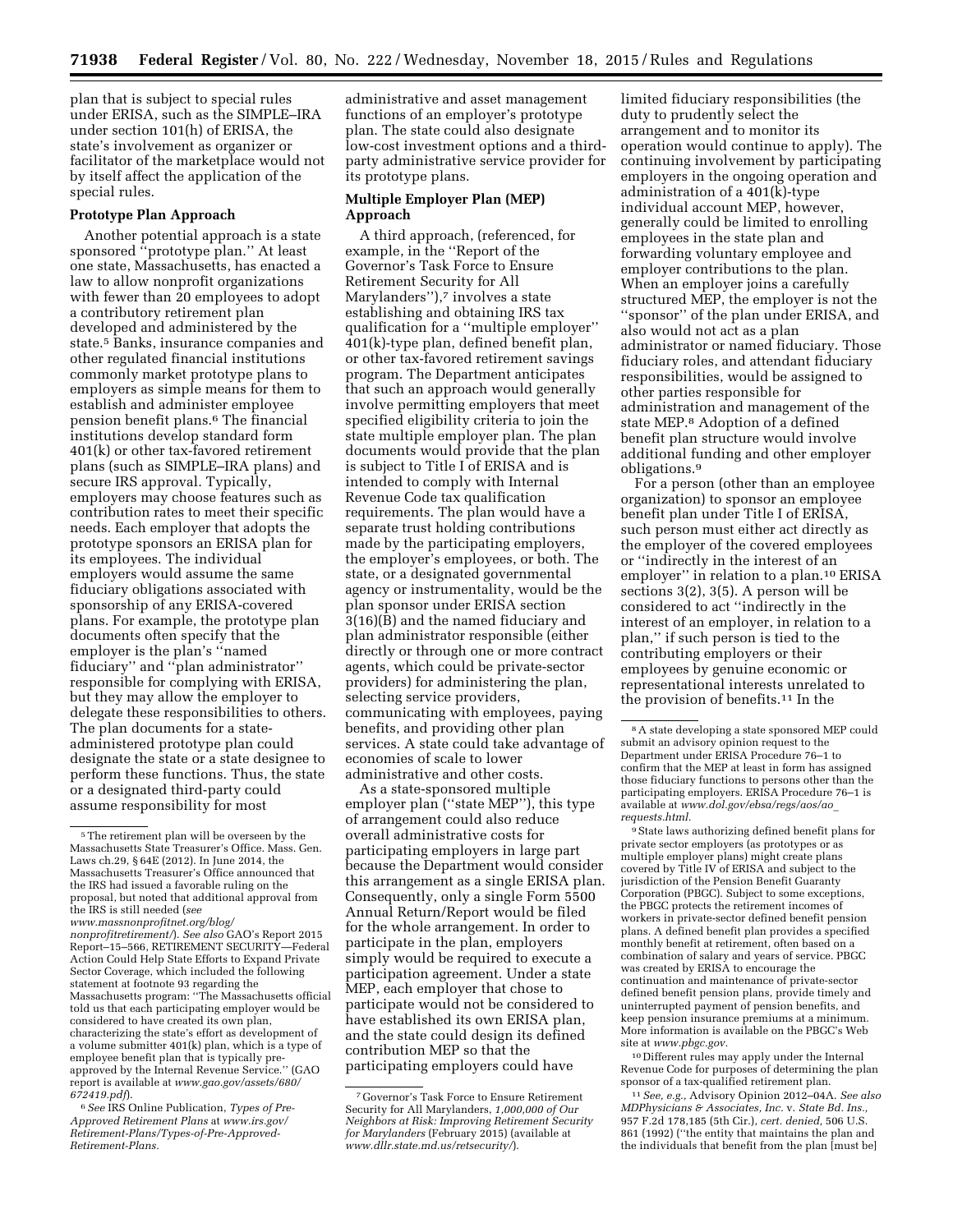plan that is subject to special rules under ERISA, such as the SIMPLE–IRA under section 101(h) of ERISA, the state's involvement as organizer or facilitator of the marketplace would not by itself affect the application of the special rules.

## Prototype Plan Approach

Another potential approach is a state sponsored ''prototype plan.'' At least one state, Massachusetts, has enacted a law to allow nonprofit organizations with fewer than 20 employees to adopt a contributory retirement plan developed and administered by the state.[5] Banks, insurance companies and other regulated financial institutions commonly market prototype plans to employers as simple means for them to establish and administer employee pension benefit plans.[6] The financial institutions develop standard form 401(k) or other tax-favored retirement plans (such as SIMPLE–IRA plans) and secure IRS approval. Typically, employers may choose features such as contribution rates to meet their specific needs. Each employer that adopts the prototype sponsors an ERISA plan for its employees. The individual employers would assume the same fiduciary obligations associated with sponsorship of any ERISA-covered plans. For example, the prototype plan documents often specify that the employer is the plan's ''named fiduciary'' and ''plan administrator'' responsible for complying with ERISA, but they may allow the employer to delegate these responsibilities to others. The plan documents for a state-administered prototype plan could designate the state or a state designee to perform these functions. Thus, the state or a designated third-party could assume responsibility for most administrative and asset management functions of an employer's prototype plan. The state could also designate low-cost investment options and a third-party administrative service provider for its prototype plans.

## Multiple Employer Plan (MEP) Approach

A third approach, (referenced, for example, in the ''Report of the Governor's Task Force to Ensure Retirement Security for All Marylanders''),[7] involves a state establishing and obtaining IRS tax qualification for a ''multiple employer'' 401(k)-type plan, defined benefit plan, or other tax-favored retirement savings program. The Department anticipates that such an approach would generally involve permitting employers that meet specified eligibility criteria to join the state multiple employer plan. The plan documents would provide that the plan is subject to Title I of ERISA and is intended to comply with Internal Revenue Code tax qualification requirements. The plan would have a separate trust holding contributions made by the participating employers, the employer's employees, or both. The state, or a designated governmental agency or instrumentality, would be the plan sponsor under ERISA section 3(16)(B) and the named fiduciary and plan administrator responsible (either directly or through one or more contract agents, which could be private-sector providers) for administering the plan, selecting service providers, communicating with employees, paying benefits, and providing other plan services. A state could take advantage of economies of scale to lower administrative and other costs.

As a state-sponsored multiple employer plan (''state MEP''), this type of arrangement could also reduce overall administrative costs for participating employers in large part because the Department would consider this arrangement as a single ERISA plan. Consequently, only a single Form 5500 Annual Return/Report would be filed for the whole arrangement. In order to participate in the plan, employers simply would be required to execute a participation agreement. Under a state MEP, each employer that chose to participate would not be considered to have established its own ERISA plan, and the state could design its defined contribution MEP so that the participating employers could have limited fiduciary responsibilities (the duty to prudently select the arrangement and to monitor its operation would continue to apply). The continuing involvement by participating employers in the ongoing operation and administration of a 401(k)-type individual account MEP, however, generally could be limited to enrolling employees in the state plan and forwarding voluntary employee and employer contributions to the plan. When an employer joins a carefully structured MEP, the employer is not the ''sponsor'' of the plan under ERISA, and also would not act as a plan administrator or named fiduciary. Those fiduciary roles, and attendant fiduciary responsibilities, would be assigned to other parties responsible for administration and management of the state MEP.[8] Adoption of a defined benefit plan structure would involve additional funding and other employer obligations.[9]

For a person (other than an employee organization) to sponsor an employee benefit plan under Title I of ERISA, such person must either act directly as the employer of the covered employees or ''indirectly in the interest of an employer'' in relation to a plan.[10] ERISA sections 3(2), 3(5). A person will be considered to act ''indirectly in the interest of an employer, in relation to a plan,'' if such person is tied to the contributing employers or their employees by genuine economic or representational interests unrelated to the provision of benefits.[11] In the

---

[5] The retirement plan will be overseen by the Massachusetts State Treasurer's Office. Mass. Gen. Laws ch.29, § 64E (2012). In June 2014, the Massachusetts Treasurer's Office announced that the IRS had issued a favorable ruling on the proposal, but noted that additional approval from the IRS is still needed (*see www.massnonprofitnet.org/blog/nonprofitretirement/*). *See also* GAO's Report 2015 Report–15–566, RETIREMENT SECURITY—Federal Action Could Help State Efforts to Expand Private Sector Coverage, which included the following statement at footnote 93 regarding the Massachusetts program: ''The Massachusetts official told us that each participating employer would be considered to have created its own plan, characterizing the state's effort as development of a volume submitter 401(k) plan, which is a type of employee benefit plan that is typically pre-approved by the Internal Revenue Service.'' (GAO report is available at *www.gao.gov/assets/680/672419.pdf*).

[6] *See* IRS Online Publication, *Types of Pre-Approved Retirement Plans* at *www.irs.gov/Retirement-Plans/Types-of-Pre-Approved-Retirement-Plans.*

[7] Governor's Task Force to Ensure Retirement Security for All Marylanders, *1,000,000 of Our Neighbors at Risk: Improving Retirement Security for Marylanders* (February 2015) (available at *www.dllr.state.md.us/retsecurity/*).

[8] A state developing a state sponsored MEP could submit an advisory opinion request to the Department under ERISA Procedure 76–1 to confirm that the MEP at least in form has assigned those fiduciary functions to persons other than the participating employers. ERISA Procedure 76–1 is available at *www.dol.gov/ebsa/regs/aos/ao_requests.html.*

[9] State laws authorizing defined benefit plans for private sector employers (as prototypes or as multiple employer plans) might create plans covered by Title IV of ERISA and subject to the jurisdiction of the Pension Benefit Guaranty Corporation (PBGC). Subject to some exceptions, the PBGC protects the retirement incomes of workers in private-sector defined benefit pension plans. A defined benefit plan provides a specified monthly benefit at retirement, often based on a combination of salary and years of service. PBGC was created by ERISA to encourage the continuation and maintenance of private-sector defined benefit pension plans, provide timely and uninterrupted payment of pension benefits, and keep pension insurance premiums at a minimum. More information is available on the PBGC's Web site at *www.pbgc.gov.*

[10] Different rules may apply under the Internal Revenue Code for purposes of determining the plan sponsor of a tax-qualified retirement plan.

[11] *See, e.g.,* Advisory Opinion 2012–04A. *See also MDPhysicians & Associates, Inc.* v. *State Bd. Ins.,* 957 F.2d 178,185 (5th Cir.), *cert. denied,* 506 U.S. 861 (1992) (''the entity that maintains the plan and the individuals that benefit from the plan [must be]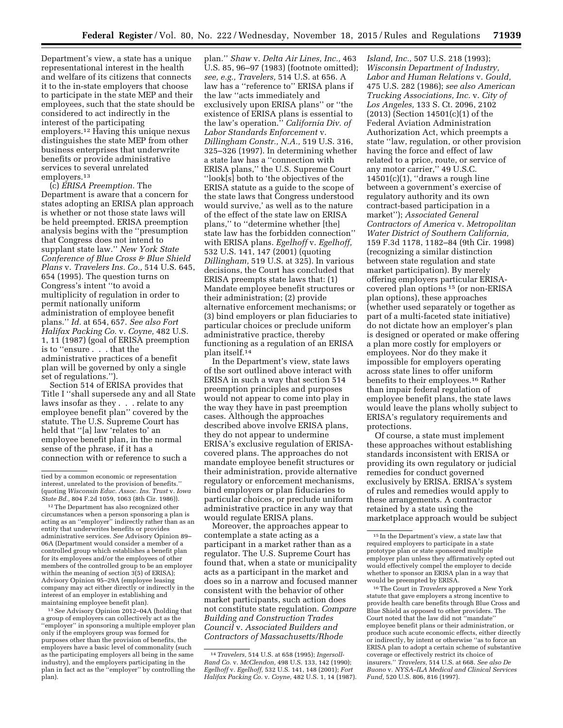Department's view, a state has a unique representational interest in the health and welfare of its citizens that connects it to the in-state employers that choose to participate in the state MEP and their employees, such that the state should be considered to act indirectly in the interest of the participating employers.[12] Having this unique nexus distinguishes the state MEP from other business enterprises that underwrite benefits or provide administrative services to several unrelated employers.[13]

(c) *ERISA Preemption.* The Department is aware that a concern for states adopting an ERISA plan approach is whether or not those state laws will be held preempted. ERISA preemption analysis begins with the ''presumption that Congress does not intend to supplant state law.'' *New York State Conference of Blue Cross & Blue Shield Plans* v. *Travelers Ins. Co.,* 514 U.S. 645, 654 (1995). The question turns on Congress's intent ''to avoid a multiplicity of regulation in order to permit nationally uniform administration of employee benefit plans.'' *Id.* at 654, 657. *See also Fort Halifax Packing Co.* v. *Coyne,* 482 U.S. 1, 11 (1987) (goal of ERISA preemption is to ''ensure . . . that the administrative practices of a benefit plan will be governed by only a single set of regulations.'').

Section 514 of ERISA provides that Title I ''shall supersede any and all State laws insofar as they . . . relate to any employee benefit plan'' covered by the statute. The U.S. Supreme Court has held that ''[a] law 'relates to' an employee benefit plan, in the normal sense of the phrase, if it has a connection with or reference to such a plan.'' *Shaw* v. *Delta Air Lines, Inc.,* 463 U.S. 85, 96–97 (1983) (footnote omitted); *see, e.g., Travelers,* 514 U.S. at 656. A law has a ''reference to'' ERISA plans if the law ''acts immediately and exclusively upon ERISA plans'' or ''the existence of ERISA plans is essential to the law's operation.'' *California Div. of Labor Standards Enforcement* v. *Dillingham Constr., N.A.,* 519 U.S. 316, 325–326 (1997). In determining whether a state law has a ''connection with ERISA plans,'' the U.S. Supreme Court ''look[s] both to 'the objectives of the ERISA statute as a guide to the scope of the state laws that Congress understood would survive,' as well as to the nature of the effect of the state law on ERISA plans,'' to ''determine whether [the] state law has the forbidden connection'' with ERISA plans. *Egelhoff* v. *Egelhoff,* 532 U.S. 141, 147 (2001) (quoting *Dillingham,* 519 U.S. at 325). In various decisions, the Court has concluded that ERISA preempts state laws that: (1) Mandate employee benefit structures or their administration; (2) provide alternative enforcement mechanisms; or (3) bind employers or plan fiduciaries to particular choices or preclude uniform administrative practice, thereby functioning as a regulation of an ERISA plan itself.[14]

In the Department's view, state laws of the sort outlined above interact with ERISA in such a way that section 514 preemption principles and purposes would not appear to come into play in the way they have in past preemption cases. Although the approaches described above involve ERISA plans, they do not appear to undermine ERISA's exclusive regulation of ERISA-covered plans. The approaches do not mandate employee benefit structures or their administration, provide alternative regulatory or enforcement mechanisms, bind employers or plan fiduciaries to particular choices, or preclude uniform administrative practice in any way that would regulate ERISA plans.

Moreover, the approaches appear to contemplate a state acting as a participant in a market rather than as a regulator. The U.S. Supreme Court has found that, when a state or municipality acts as a participant in the market and does so in a narrow and focused manner consistent with the behavior of other market participants, such action does not constitute state regulation. *Compare Building and Construction Trades Council* v. *Associated Builders and Contractors of Massachusetts/Rhode Island, Inc.,* 507 U.S. 218 (1993); *Wisconsin Department of Industry, Labor and Human Relations* v. *Gould,* 475 U.S. 282 (1986); *see also American Trucking Associations, Inc.* v. *City of Los Angeles,* 133 S. Ct. 2096, 2102 (2013) (Section 14501(c)(1) of the Federal Aviation Administration Authorization Act, which preempts a state ''law, regulation, or other provision having the force and effect of law related to a price, route, or service of any motor carrier,'' 49 U.S.C. 14501(c)(1), ''draws a rough line between a government's exercise of regulatory authority and its own contract-based participation in a market''); *Associated General Contractors of America* v. *Metropolitan Water District of Southern California,* 159 F.3d 1178, 1182–84 (9th Cir. 1998) (recognizing a similar distinction between state regulation and state market participation). By merely offering employers particular ERISA-covered plan options[15] (or non-ERISA plan options), these approaches (whether used separately or together as part of a multi-faceted state initiative) do not dictate how an employer's plan is designed or operated or make offering a plan more costly for employers or employees. Nor do they make it impossible for employers operating across state lines to offer uniform benefits to their employees.[16] Rather than impair federal regulation of employee benefit plans, the state laws would leave the plans wholly subject to ERISA's regulatory requirements and protections.

Of course, a state must implement these approaches without establishing standards inconsistent with ERISA or providing its own regulatory or judicial remedies for conduct governed exclusively by ERISA. ERISA's system of rules and remedies would apply to these arrangements. A contractor retained by a state using the marketplace approach would be subject

---

tied by a common economic or representation interest, unrelated to the provision of benefits.'' (quoting *Wisconsin Educ. Assoc. Ins. Trust* v. *Iowa State Bd.,* 804 F.2d 1059, 1063 (8th Cir. 1986)).

[12] The Department has also recognized other circumstances when a person sponsoring a plan is acting as an ''employer'' indirectly rather than as an entity that underwrites benefits or provides administrative services. *See* Advisory Opinion 89–06A (Department would consider a member of a controlled group which establishes a benefit plan for its employees and/or the employees of other members of the controlled group to be an employer within the meaning of section 3(5) of ERISA); Advisory Opinion 95–29A (employee leasing company may act either directly or indirectly in the interest of an employer in establishing and maintaining employee benefit plan).

[13] *See* Advisory Opinion 2012–04A (holding that a group of employers can collectively act as the ''employer'' in sponsoring a multiple employer plan only if the employers group was formed for purposes other than the provision of benefits, the employers have a basic level of commonality (such as the participating employers all being in the same industry), and the employers participating in the plan in fact act as the ''employer'' by controlling the plan).

[14] *Travelers,* 514 U.S. at 658 (1995); *Ingersoll-Rand Co.* v. *McClendon,* 498 U.S. 133, 142 (1990); *Egelhoff* v. *Egelhoff,* 532 U.S. 141, 148 (2001); *Fort Halifax Packing Co.* v. *Coyne,* 482 U.S. 1, 14 (1987).

[15] In the Department's view, a state law that required employers to participate in a state prototype plan or state sponsored multiple employer plan unless they affirmatively opted out would effectively compel the employer to decide whether to sponsor an ERISA plan in a way that would be preempted by ERISA.

[16] The Court in *Travelers* approved a New York statute that gave employers a strong incentive to provide health care benefits through Blue Cross and Blue Shield as opposed to other providers. The Court noted that the law did not ''mandate'' employee benefit plans or their administration, or produce such acute economic effects, either directly or indirectly, by intent or otherwise ''as to force an ERISA plan to adopt a certain scheme of substantive coverage or effectively restrict its choice of insurers.'' *Travelers,* 514 U.S. at 668. *See also De Buono* v. *NYSA–ILA Medical and Clinical Services Fund,* 520 U.S. 806, 816 (1997).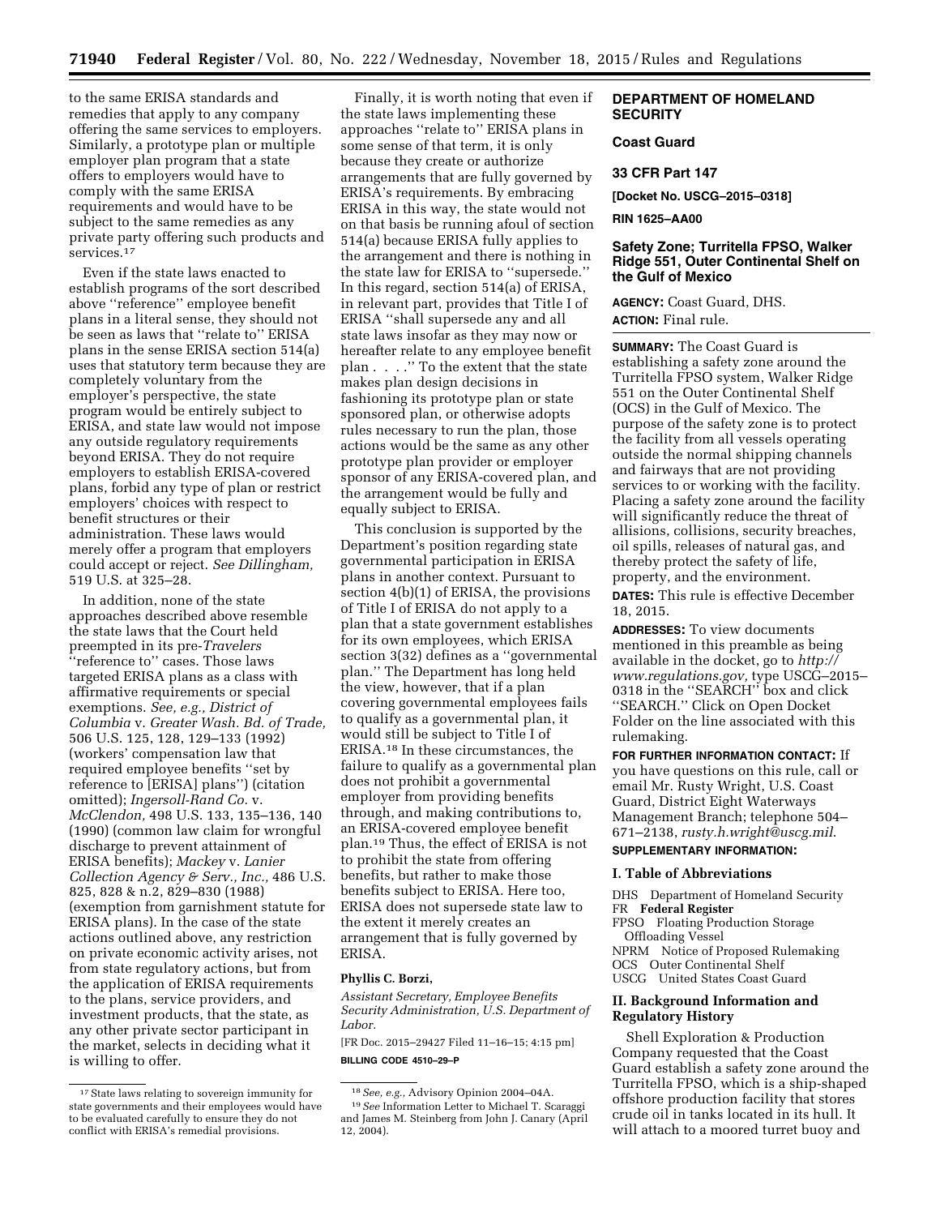to the same ERISA standards and remedies that apply to any company offering the same services to employers. Similarly, a prototype plan or multiple employer plan program that a state offers to employers would have to comply with the same ERISA requirements and would have to be subject to the same remedies as any private party offering such products and services.[17]

Even if the state laws enacted to establish programs of the sort described above ''reference'' employee benefit plans in a literal sense, they should not be seen as laws that ''relate to'' ERISA plans in the sense ERISA section 514(a) uses that statutory term because they are completely voluntary from the employer's perspective, the state program would be entirely subject to ERISA, and state law would not impose any outside regulatory requirements beyond ERISA. They do not require employers to establish ERISA-covered plans, forbid any type of plan or restrict employers' choices with respect to benefit structures or their administration. These laws would merely offer a program that employers could accept or reject. *See Dillingham,* 519 U.S. at 325–28.

In addition, none of the state approaches described above resemble the state laws that the Court held preempted in its pre-*Travelers* ''reference to'' cases. Those laws targeted ERISA plans as a class with affirmative requirements or special exemptions. *See, e.g., District of Columbia* v. *Greater Wash. Bd. of Trade,* 506 U.S. 125, 128, 129–133 (1992) (workers' compensation law that required employee benefits ''set by reference to [ERISA] plans'') (citation omitted); *Ingersoll-Rand Co.* v. *McClendon,* 498 U.S. 133, 135–136, 140 (1990) (common law claim for wrongful discharge to prevent attainment of ERISA benefits); *Mackey* v. *Lanier Collection Agency & Serv., Inc.,* 486 U.S. 825, 828 & n.2, 829–830 (1988) (exemption from garnishment statute for ERISA plans). In the case of the state actions outlined above, any restriction on private economic activity arises, not from state regulatory actions, but from the application of ERISA requirements to the plans, service providers, and investment products, that the state, as any other private sector participant in the market, selects in deciding what it is willing to offer.

Finally, it is worth noting that even if the state laws implementing these approaches ''relate to'' ERISA plans in some sense of that term, it is only because they create or authorize arrangements that are fully governed by ERISA's requirements. By embracing ERISA in this way, the state would not on that basis be running afoul of section 514(a) because ERISA fully applies to the arrangement and there is nothing in the state law for ERISA to ''supersede.'' In this regard, section 514(a) of ERISA, in relevant part, provides that Title I of ERISA ''shall supersede any and all state laws insofar as they may now or hereafter relate to any employee benefit plan . . . .'' To the extent that the state makes plan design decisions in fashioning its prototype plan or state sponsored plan, or otherwise adopts rules necessary to run the plan, those actions would be the same as any other prototype plan provider or employer sponsor of any ERISA-covered plan, and the arrangement would be fully and equally subject to ERISA.

This conclusion is supported by the Department's position regarding state governmental participation in ERISA plans in another context. Pursuant to section 4(b)(1) of ERISA, the provisions of Title I of ERISA do not apply to a plan that a state government establishes for its own employees, which ERISA section 3(32) defines as a ''governmental plan.'' The Department has long held the view, however, that if a plan covering governmental employees fails to qualify as a governmental plan, it would still be subject to Title I of ERISA.[18] In these circumstances, the failure to qualify as a governmental plan does not prohibit a governmental employer from providing benefits through, and making contributions to, an ERISA-covered employee benefit plan.[19] Thus, the effect of ERISA is not to prohibit the state from offering benefits, but rather to make those benefits subject to ERISA. Here too, ERISA does not supersede state law to the extent it merely creates an arrangement that is fully governed by ERISA.

**Phyllis C. Borzi,**

*Assistant Secretary, Employee Benefits Security Administration, U.S. Department of Labor.*

[FR Doc. 2015–29427 Filed 11–16–15; 4:15 pm]

**BILLING CODE 4510–29–P**

[17] State laws relating to sovereign immunity for state governments and their employees would have to be evaluated carefully to ensure they do not conflict with ERISA's remedial provisions.

[18] *See, e.g.,* Advisory Opinion 2004–04A.

[19] *See* Information Letter to Michael T. Scaraggi and James M. Steinberg from John J. Canary (April 12, 2004).

## DEPARTMENT OF HOMELAND SECURITY

### Coast Guard

### 33 CFR Part 147

**[Docket No. USCG–2015–0318]**

**RIN 1625–AA00**

### Safety Zone; Turritella FPSO, Walker Ridge 551, Outer Continental Shelf on the Gulf of Mexico

**AGENCY:** Coast Guard, DHS.

**ACTION:** Final rule.

**SUMMARY:** The Coast Guard is establishing a safety zone around the Turritella FPSO system, Walker Ridge 551 on the Outer Continental Shelf (OCS) in the Gulf of Mexico. The purpose of the safety zone is to protect the facility from all vessels operating outside the normal shipping channels and fairways that are not providing services to or working with the facility. Placing a safety zone around the facility will significantly reduce the threat of allisions, collisions, security breaches, oil spills, releases of natural gas, and thereby protect the safety of life, property, and the environment.

**DATES:** This rule is effective December 18, 2015.

**ADDRESSES:** To view documents mentioned in this preamble as being available in the docket, go to *http://www.regulations.gov,* type USCG–2015–0318 in the ''SEARCH'' box and click ''SEARCH.'' Click on Open Docket Folder on the line associated with this rulemaking.

**FOR FURTHER INFORMATION CONTACT:** If you have questions on this rule, call or email Mr. Rusty Wright, U.S. Coast Guard, District Eight Waterways Management Branch; telephone 504–671–2138, *rusty.h.wright@uscg.mil.*

**SUPPLEMENTARY INFORMATION:**

#### I. Table of Abbreviations

DHS Department of Homeland Security
FR **Federal Register**
FPSO Floating Production Storage Offloading Vessel
NPRM Notice of Proposed Rulemaking
OCS Outer Continental Shelf
USCG United States Coast Guard

#### II. Background Information and Regulatory History

Shell Exploration & Production Company requested that the Coast Guard establish a safety zone around the Turritella FPSO, which is a ship-shaped offshore production facility that stores crude oil in tanks located in its hull. It will attach to a moored turret buoy and